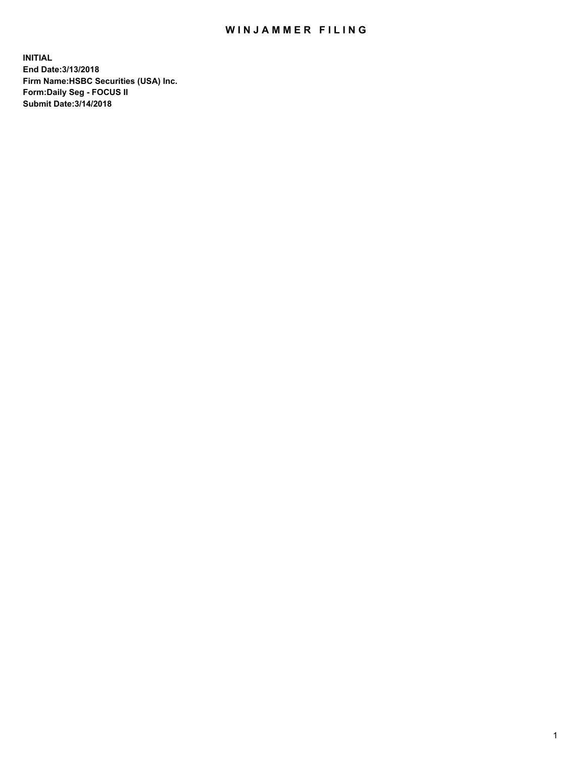# WINJAMMER FILING

**INITIAL**
**End Date:3/13/2018**
**Firm Name:HSBC Securities (USA) Inc.**
**Form:Daily Seg - FOCUS II**
**Submit Date:3/14/2018**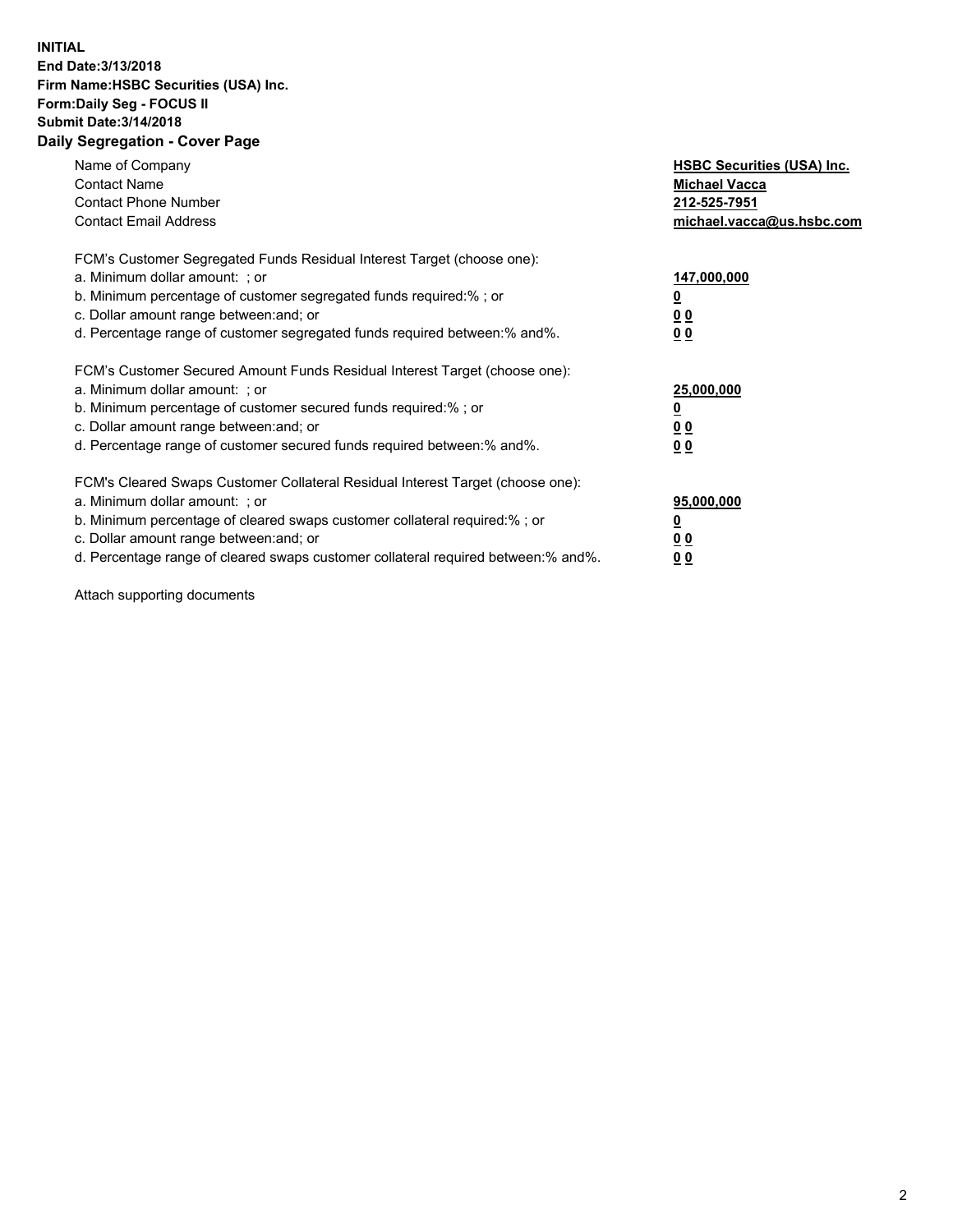**INITIAL**
**End Date:3/13/2018**
**Firm Name:HSBC Securities (USA) Inc.**
**Form:Daily Seg - FOCUS II**
**Submit Date:3/14/2018**
**Daily Segregation - Cover Page**

| | |
|---|---|
| Name of Company | **HSBC Securities (USA) Inc.** |
| Contact Name | **Michael Vacca** |
| Contact Phone Number | **212-525-7951** |
| Contact Email Address | **michael.vacca@us.hsbc.com** |
| FCM's Customer Segregated Funds Residual Interest Target (choose one): | |
| a. Minimum dollar amount: ; or | **147,000,000** |
| b. Minimum percentage of customer segregated funds required:% ; or | **0** |
| c. Dollar amount range between:and; or | **0 0** |
| d. Percentage range of customer segregated funds required between:% and%. | **0 0** |
| FCM's Customer Secured Amount Funds Residual Interest Target (choose one): | |
| a. Minimum dollar amount: ; or | **25,000,000** |
| b. Minimum percentage of customer secured funds required:% ; or | **0** |
| c. Dollar amount range between:and; or | **0 0** |
| d. Percentage range of customer secured funds required between:% and%. | **0 0** |
| FCM's Cleared Swaps Customer Collateral Residual Interest Target (choose one): | |
| a. Minimum dollar amount: ; or | **95,000,000** |
| b. Minimum percentage of cleared swaps customer collateral required:% ; or | **0** |
| c. Dollar amount range between:and; or | **0 0** |
| d. Percentage range of cleared swaps customer collateral required between:% and%. | **0 0** |

Attach supporting documents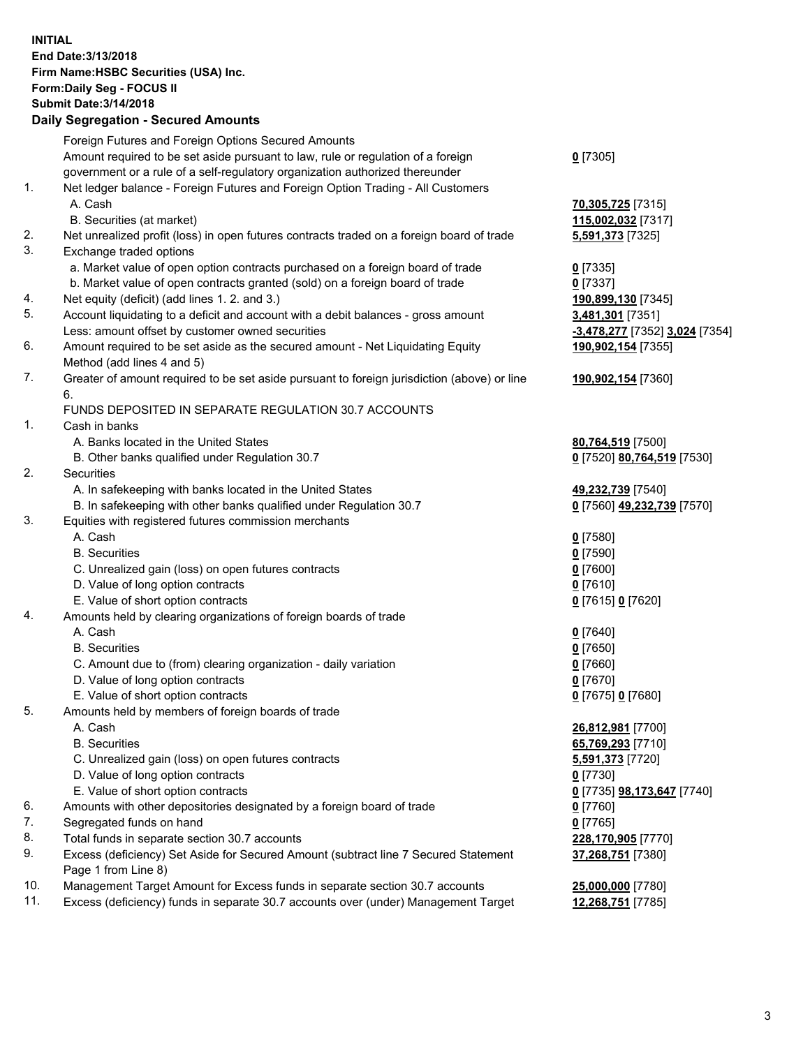**INITIAL**
**End Date:3/13/2018**
**Firm Name:HSBC Securities (USA) Inc.**
**Form:Daily Seg - FOCUS II**
**Submit Date:3/14/2018**

**Daily Segregation - Secured Amounts**

| | | |
|---|---|---|
| | Foreign Futures and Foreign Options Secured Amounts | |
| | Amount required to be set aside pursuant to law, rule or regulation of a foreign government or a rule of a self-regulatory organization authorized thereunder | **0** [7305] |
| 1. | Net ledger balance - Foreign Futures and Foreign Option Trading - All Customers | |
| | A. Cash | **70,305,725** [7315] |
| | B. Securities (at market) | **115,002,032** [7317] |
| 2. | Net unrealized profit (loss) in open futures contracts traded on a foreign board of trade | **5,591,373** [7325] |
| 3. | Exchange traded options | |
| | a. Market value of open option contracts purchased on a foreign board of trade | **0** [7335] |
| | b. Market value of open contracts granted (sold) on a foreign board of trade | **0** [7337] |
| 4. | Net equity (deficit) (add lines 1. 2. and 3.) | **190,899,130** [7345] |
| 5. | Account liquidating to a deficit and account with a debit balances - gross amount | **3,481,301** [7351] |
| | Less: amount offset by customer owned securities | **-3,478,277** [7352] **3,024** [7354] |
| 6. | Amount required to be set aside as the secured amount - Net Liquidating Equity Method (add lines 4 and 5) | **190,902,154** [7355] |
| 7. | Greater of amount required to be set aside pursuant to foreign jurisdiction (above) or line 6. | **190,902,154** [7360] |
| | FUNDS DEPOSITED IN SEPARATE REGULATION 30.7 ACCOUNTS | |
| 1. | Cash in banks | |
| | A. Banks located in the United States | **80,764,519** [7500] |
| | B. Other banks qualified under Regulation 30.7 | **0** [7520] **80,764,519** [7530] |
| 2. | Securities | |
| | A. In safekeeping with banks located in the United States | **49,232,739** [7540] |
| | B. In safekeeping with other banks qualified under Regulation 30.7 | **0** [7560] **49,232,739** [7570] |
| 3. | Equities with registered futures commission merchants | |
| | A. Cash | **0** [7580] |
| | B. Securities | **0** [7590] |
| | C. Unrealized gain (loss) on open futures contracts | **0** [7600] |
| | D. Value of long option contracts | **0** [7610] |
| | E. Value of short option contracts | **0** [7615] **0** [7620] |
| 4. | Amounts held by clearing organizations of foreign boards of trade | |
| | A. Cash | **0** [7640] |
| | B. Securities | **0** [7650] |
| | C. Amount due to (from) clearing organization - daily variation | **0** [7660] |
| | D. Value of long option contracts | **0** [7670] |
| | E. Value of short option contracts | **0** [7675] **0** [7680] |
| 5. | Amounts held by members of foreign boards of trade | |
| | A. Cash | **26,812,981** [7700] |
| | B. Securities | **65,769,293** [7710] |
| | C. Unrealized gain (loss) on open futures contracts | **5,591,373** [7720] |
| | D. Value of long option contracts | **0** [7730] |
| | E. Value of short option contracts | **0** [7735] **98,173,647** [7740] |
| 6. | Amounts with other depositories designated by a foreign board of trade | **0** [7760] |
| 7. | Segregated funds on hand | **0** [7765] |
| 8. | Total funds in separate section 30.7 accounts | **228,170,905** [7770] |
| 9. | Excess (deficiency) Set Aside for Secured Amount (subtract line 7 Secured Statement Page 1 from Line 8) | **37,268,751** [7380] |
| 10. | Management Target Amount for Excess funds in separate section 30.7 accounts | **25,000,000** [7780] |
| 11. | Excess (deficiency) funds in separate 30.7 accounts over (under) Management Target | **12,268,751** [7785] |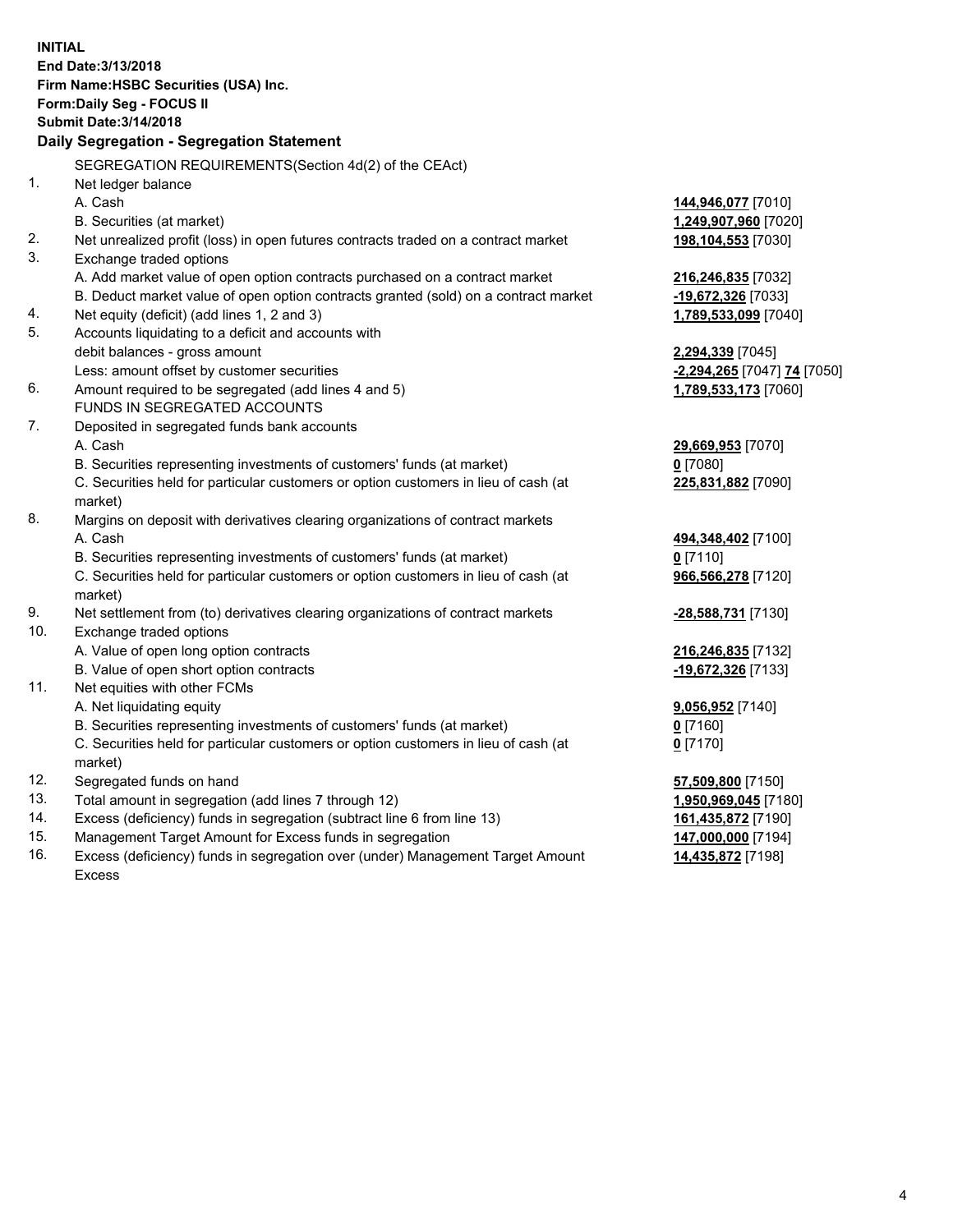**INITIAL**
**End Date:3/13/2018**
**Firm Name:HSBC Securities (USA) Inc.**
**Form:Daily Seg - FOCUS II**
**Submit Date:3/14/2018**

**Daily Segregation - Segregation Statement**

SEGREGATION REQUIREMENTS(Section 4d(2) of the CEAct)

| | | |
|---|---|---|
| 1. | Net ledger balance | |
| | A. Cash | **144,946,077** [7010] |
| | B. Securities (at market) | **1,249,907,960** [7020] |
| 2. | Net unrealized profit (loss) in open futures contracts traded on a contract market | **198,104,553** [7030] |
| 3. | Exchange traded options | |
| | A. Add market value of open option contracts purchased on a contract market | **216,246,835** [7032] |
| | B. Deduct market value of open option contracts granted (sold) on a contract market | **-19,672,326** [7033] |
| 4. | Net equity (deficit) (add lines 1, 2 and 3) | **1,789,533,099** [7040] |
| 5. | Accounts liquidating to a deficit and accounts with | |
| | debit balances - gross amount | **2,294,339** [7045] |
| | Less: amount offset by customer securities | **-2,294,265** [7047] **74** [7050] |
| 6. | Amount required to be segregated (add lines 4 and 5) | **1,789,533,173** [7060] |
| | FUNDS IN SEGREGATED ACCOUNTS | |
| 7. | Deposited in segregated funds bank accounts | |
| | A. Cash | **29,669,953** [7070] |
| | B. Securities representing investments of customers' funds (at market) | **0** [7080] |
| | C. Securities held for particular customers or option customers in lieu of cash (at market) | **225,831,882** [7090] |
| 8. | Margins on deposit with derivatives clearing organizations of contract markets | |
| | A. Cash | **494,348,402** [7100] |
| | B. Securities representing investments of customers' funds (at market) | **0** [7110] |
| | C. Securities held for particular customers or option customers in lieu of cash (at market) | **966,566,278** [7120] |
| 9. | Net settlement from (to) derivatives clearing organizations of contract markets | **-28,588,731** [7130] |
| 10. | Exchange traded options | |
| | A. Value of open long option contracts | **216,246,835** [7132] |
| | B. Value of open short option contracts | **-19,672,326** [7133] |
| 11. | Net equities with other FCMs | |
| | A. Net liquidating equity | **9,056,952** [7140] |
| | B. Securities representing investments of customers' funds (at market) | **0** [7160] |
| | C. Securities held for particular customers or option customers in lieu of cash (at market) | **0** [7170] |
| 12. | Segregated funds on hand | **57,509,800** [7150] |
| 13. | Total amount in segregation (add lines 7 through 12) | **1,950,969,045** [7180] |
| 14. | Excess (deficiency) funds in segregation (subtract line 6 from line 13) | **161,435,872** [7190] |
| 15. | Management Target Amount for Excess funds in segregation | **147,000,000** [7194] |
| 16. | Excess (deficiency) funds in segregation over (under) Management Target Amount Excess | **14,435,872** [7198] |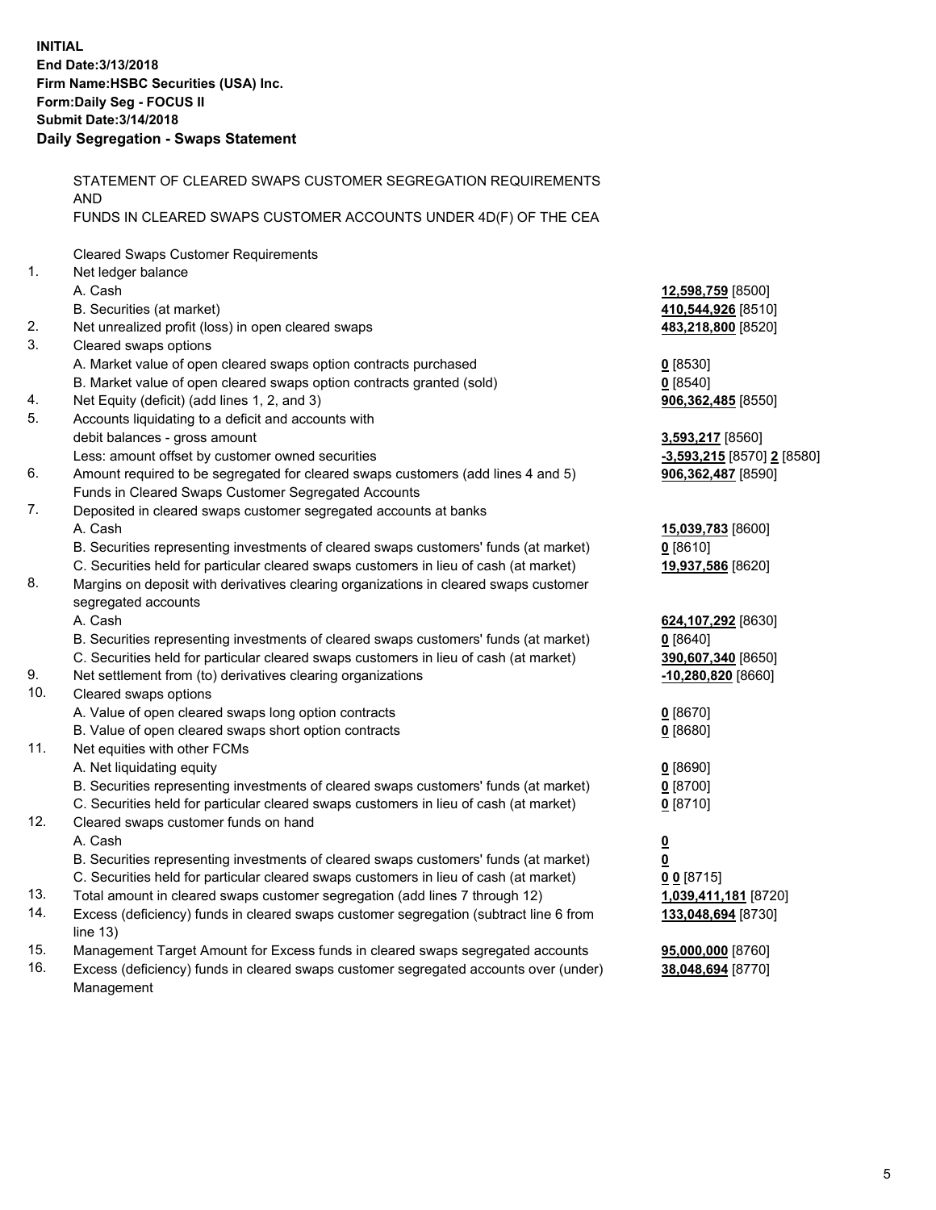**INITIAL**
**End Date:3/13/2018**
**Firm Name:HSBC Securities (USA) Inc.**
**Form:Daily Seg - FOCUS II**
**Submit Date:3/14/2018**
**Daily Segregation - Swaps Statement**

STATEMENT OF CLEARED SWAPS CUSTOMER SEGREGATION REQUIREMENTS AND FUNDS IN CLEARED SWAPS CUSTOMER ACCOUNTS UNDER 4D(F) OF THE CEA

| | | |
|---|---|---|
| | Cleared Swaps Customer Requirements | |
| 1. | Net ledger balance | |
| | A. Cash | **12,598,759** [8500] |
| | B. Securities (at market) | **410,544,926** [8510] |
| 2. | Net unrealized profit (loss) in open cleared swaps | **483,218,800** [8520] |
| 3. | Cleared swaps options | |
| | A. Market value of open cleared swaps option contracts purchased | **0** [8530] |
| | B. Market value of open cleared swaps option contracts granted (sold) | **0** [8540] |
| 4. | Net Equity (deficit) (add lines 1, 2, and 3) | **906,362,485** [8550] |
| 5. | Accounts liquidating to a deficit and accounts with | |
| | debit balances - gross amount | **3,593,217** [8560] |
| | Less: amount offset by customer owned securities | **-3,593,215** [8570] **2** [8580] |
| 6. | Amount required to be segregated for cleared swaps customers (add lines 4 and 5) | **906,362,487** [8590] |
| | Funds in Cleared Swaps Customer Segregated Accounts | |
| 7. | Deposited in cleared swaps customer segregated accounts at banks | |
| | A. Cash | **15,039,783** [8600] |
| | B. Securities representing investments of cleared swaps customers' funds (at market) | **0** [8610] |
| | C. Securities held for particular cleared swaps customers in lieu of cash (at market) | **19,937,586** [8620] |
| 8. | Margins on deposit with derivatives clearing organizations in cleared swaps customer segregated accounts | |
| | A. Cash | **624,107,292** [8630] |
| | B. Securities representing investments of cleared swaps customers' funds (at market) | **0** [8640] |
| | C. Securities held for particular cleared swaps customers in lieu of cash (at market) | **390,607,340** [8650] |
| 9. | Net settlement from (to) derivatives clearing organizations | **-10,280,820** [8660] |
| 10. | Cleared swaps options | |
| | A. Value of open cleared swaps long option contracts | **0** [8670] |
| | B. Value of open cleared swaps short option contracts | **0** [8680] |
| 11. | Net equities with other FCMs | |
| | A. Net liquidating equity | **0** [8690] |
| | B. Securities representing investments of cleared swaps customers' funds (at market) | **0** [8700] |
| | C. Securities held for particular cleared swaps customers in lieu of cash (at market) | **0** [8710] |
| 12. | Cleared swaps customer funds on hand | |
| | A. Cash | **0** |
| | B. Securities representing investments of cleared swaps customers' funds (at market) | **0** |
| | C. Securities held for particular cleared swaps customers in lieu of cash (at market) | **0** **0** [8715] |
| 13. | Total amount in cleared swaps customer segregation (add lines 7 through 12) | **1,039,411,181** [8720] |
| 14. | Excess (deficiency) funds in cleared swaps customer segregation (subtract line 6 from line 13) | **133,048,694** [8730] |
| 15. | Management Target Amount for Excess funds in cleared swaps segregated accounts | **95,000,000** [8760] |
| 16. | Excess (deficiency) funds in cleared swaps customer segregated accounts over (under) Management | **38,048,694** [8770] |